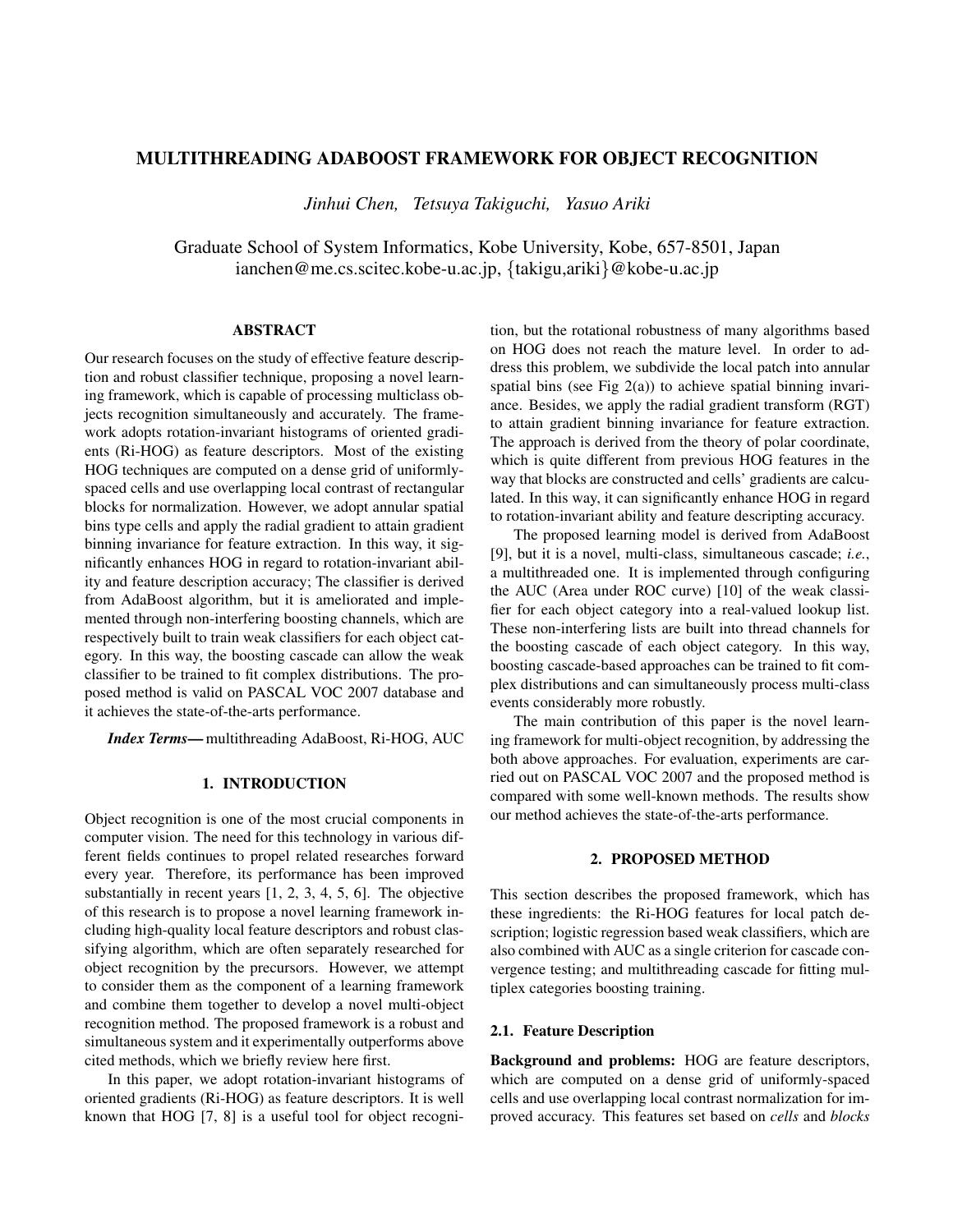# MULTITHREADING ADABOOST FRAMEWORK FOR OBJECT RECOGNITION

*Jinhui Chen, Tetsuya Takiguchi, Yasuo Ariki*

Graduate School of System Informatics, Kobe University, Kobe, 657-8501, Japan
ianchen@me.cs.scitec.kobe-u.ac.jp, {takigu,ariki}@kobe-u.ac.jp

## ABSTRACT

Our research focuses on the study of effective feature description and robust classifier technique, proposing a novel learning framework, which is capable of processing multiclass objects recognition simultaneously and accurately. The framework adopts rotation-invariant histograms of oriented gradients (Ri-HOG) as feature descriptors. Most of the existing HOG techniques are computed on a dense grid of uniformly-spaced cells and use overlapping local contrast of rectangular blocks for normalization. However, we adopt annular spatial bins type cells and apply the radial gradient to attain gradient binning invariance for feature extraction. In this way, it significantly enhances HOG in regard to rotation-invariant ability and feature description accuracy; The classifier is derived from AdaBoost algorithm, but it is ameliorated and implemented through non-interfering boosting channels, which are respectively built to train weak classifiers for each object category. In this way, the boosting cascade can allow the weak classifier to be trained to fit complex distributions. The proposed method is valid on PASCAL VOC 2007 database and it achieves the state-of-the-arts performance.

***Index Terms*—** multithreading AdaBoost, Ri-HOG, AUC

## 1. INTRODUCTION

Object recognition is one of the most crucial components in computer vision. The need for this technology in various different fields continues to propel related researches forward every year. Therefore, its performance has been improved substantially in recent years [1, 2, 3, 4, 5, 6]. The objective of this research is to propose a novel learning framework including high-quality local feature descriptors and robust classifying algorithm, which are often separately researched for object recognition by the precursors. However, we attempt to consider them as the component of a learning framework and combine them together to develop a novel multi-object recognition method. The proposed framework is a robust and simultaneous system and it experimentally outperforms above cited methods, which we briefly review here first.

In this paper, we adopt rotation-invariant histograms of oriented gradients (Ri-HOG) as feature descriptors. It is well known that HOG [7, 8] is a useful tool for object recognition, but the rotational robustness of many algorithms based on HOG does not reach the mature level. In order to address this problem, we subdivide the local patch into annular spatial bins (see Fig 2(a)) to achieve spatial binning invariance. Besides, we apply the radial gradient transform (RGT) to attain gradient binning invariance for feature extraction. The approach is derived from the theory of polar coordinate, which is quite different from previous HOG features in the way that blocks are constructed and cells' gradients are calculated. In this way, it can significantly enhance HOG in regard to rotation-invariant ability and feature descripting accuracy.

The proposed learning model is derived from AdaBoost [9], but it is a novel, multi-class, simultaneous cascade; *i.e.*, a multithreaded one. It is implemented through configuring the AUC (Area under ROC curve) [10] of the weak classifier for each object category into a real-valued lookup list. These non-interfering lists are built into thread channels for the boosting cascade of each object category. In this way, boosting cascade-based approaches can be trained to fit complex distributions and can simultaneously process multi-class events considerably more robustly.

The main contribution of this paper is the novel learning framework for multi-object recognition, by addressing the both above approaches. For evaluation, experiments are carried out on PASCAL VOC 2007 and the proposed method is compared with some well-known methods. The results show our method achieves the state-of-the-arts performance.

## 2. PROPOSED METHOD

This section describes the proposed framework, which has these ingredients: the Ri-HOG features for local patch description; logistic regression based weak classifiers, which are also combined with AUC as a single criterion for cascade convergence testing; and multithreading cascade for fitting multiplex categories boosting training.

### 2.1. Feature Description

**Background and problems:** HOG are feature descriptors, which are computed on a dense grid of uniformly-spaced cells and use overlapping local contrast normalization for improved accuracy. This features set based on *cells* and *blocks*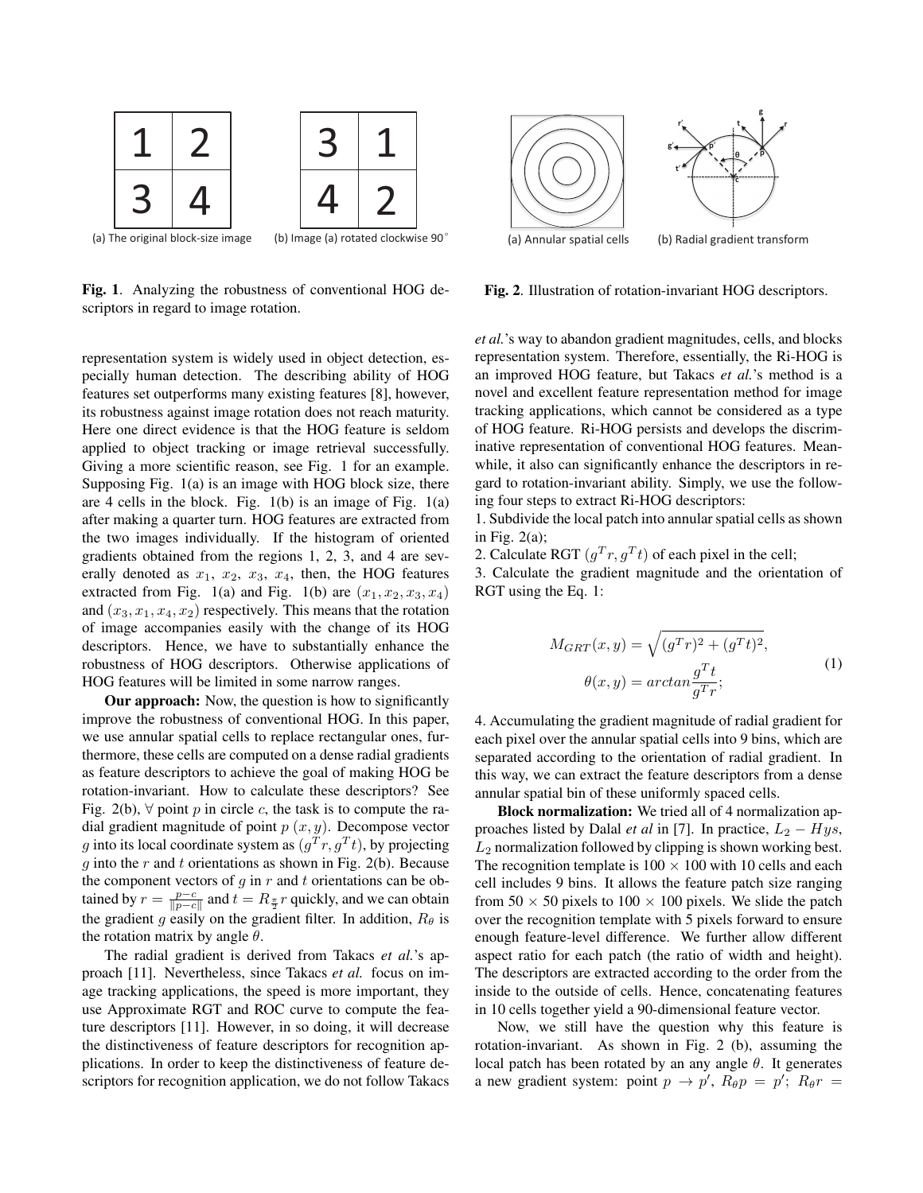(a) The original block-size image (b) Image (a) rotated clockwise 90°

**Fig. 1**. Analyzing the robustness of conventional HOG descriptors in regard to image rotation.

(a) Annular spatial cells (b) Radial gradient transform

**Fig. 2**. Illustration of rotation-invariant HOG descriptors.

representation system is widely used in object detection, especially human detection. The describing ability of HOG features set outperforms many existing features [8], however, its robustness against image rotation does not reach maturity. Here one direct evidence is that the HOG feature is seldom applied to object tracking or image retrieval successfully. Giving a more scientific reason, see Fig. 1 for an example. Supposing Fig. 1(a) is an image with HOG block size, there are 4 cells in the block. Fig. 1(b) is an image of Fig. 1(a) after making a quarter turn. HOG features are extracted from the two images individually. If the histogram of oriented gradients obtained from the regions 1, 2, 3, and 4 are severally denoted as $x_1$, $x_2$, $x_3$, $x_4$, then, the HOG features extracted from Fig. 1(a) and Fig. 1(b) are $(x_1, x_2, x_3, x_4)$ and $(x_3, x_1, x_4, x_2)$ respectively. This means that the rotation of image accompanies easily with the change of its HOG descriptors. Hence, we have to substantially enhance the robustness of HOG descriptors. Otherwise applications of HOG features will be limited in some narrow ranges.

**Our approach:** Now, the question is how to significantly improve the robustness of conventional HOG. In this paper, we use annular spatial cells to replace rectangular ones, furthermore, these cells are computed on a dense radial gradients as feature descriptors to achieve the goal of making HOG be rotation-invariant. How to calculate these descriptors? See Fig. 2(b), $\forall$ point $p$ in circle $c$, the task is to compute the radial gradient magnitude of point $p$ $(x, y)$. Decompose vector $g$ into its local coordinate system as $(g^T r, g^T t)$, by projecting $g$ into the $r$ and $t$ orientations as shown in Fig. 2(b). Because the component vectors of $g$ in $r$ and $t$ orientations can be obtained by $r = \frac{p-c}{\|p-c\|}$ and $t = R_{\frac{\pi}{2}} r$ quickly, and we can obtain the gradient $g$ easily on the gradient filter. In addition, $R_\theta$ is the rotation matrix by angle $\theta$.

The radial gradient is derived from Takacs *et al.*'s approach [11]. Nevertheless, since Takacs *et al.* focus on image tracking applications, the speed is more important, they use Approximate RGT and ROC curve to compute the feature descriptors [11]. However, in so doing, it will decrease the distinctiveness of feature descriptors for recognition applications. In order to keep the distinctiveness of feature descriptors for recognition application, we do not follow Takacs *et al.*'s way to abandon gradient magnitudes, cells, and blocks representation system. Therefore, essentially, the Ri-HOG is an improved HOG feature, but Takacs *et al.*'s method is a novel and excellent feature representation method for image tracking applications, which cannot be considered as a type of HOG feature. Ri-HOG persists and develops the discriminative representation of conventional HOG features. Meanwhile, it also can significantly enhance the descriptors in regard to rotation-invariant ability. Simply, we use the following four steps to extract Ri-HOG descriptors:

1. Subdivide the local patch into annular spatial cells as shown in Fig. 2(a);
2. Calculate RGT $(g^T r, g^T t)$ of each pixel in the cell;
3. Calculate the gradient magnitude and the orientation of RGT using the Eq. 1:

$$
\begin{aligned}
M_{GRT}(x, y) &= \sqrt{(g^T r)^2 + (g^T t)^2}, \\
\theta(x, y) &= arctan \frac{g^T t}{g^T r};
\end{aligned}
\tag{1}
$$

4. Accumulating the gradient magnitude of radial gradient for each pixel over the annular spatial cells into 9 bins, which are separated according to the orientation of radial gradient. In this way, we can extract the feature descriptors from a dense annular spatial bin of these uniformly spaced cells.

**Block normalization:** We tried all of 4 normalization approaches listed by Dalal *et al* in [7]. In practice, $L_2 - Hys$, $L_2$ normalization followed by clipping is shown working best. The recognition template is $100 \times 100$ with 10 cells and each cell includes 9 bins. It allows the feature patch size ranging from $50 \times 50$ pixels to $100 \times 100$ pixels. We slide the patch over the recognition template with 5 pixels forward to ensure enough feature-level difference. We further allow different aspect ratio for each patch (the ratio of width and height). The descriptors are extracted according to the order from the inside to the outside of cells. Hence, concatenating features in 10 cells together yield a 90-dimensional feature vector.

Now, we still have the question why this feature is rotation-invariant. As shown in Fig. 2 (b), assuming the local patch has been rotated by an any angle $\theta$. It generates a new gradient system: point $p \to p'$, $R_\theta p = p'$; $R_\theta r =$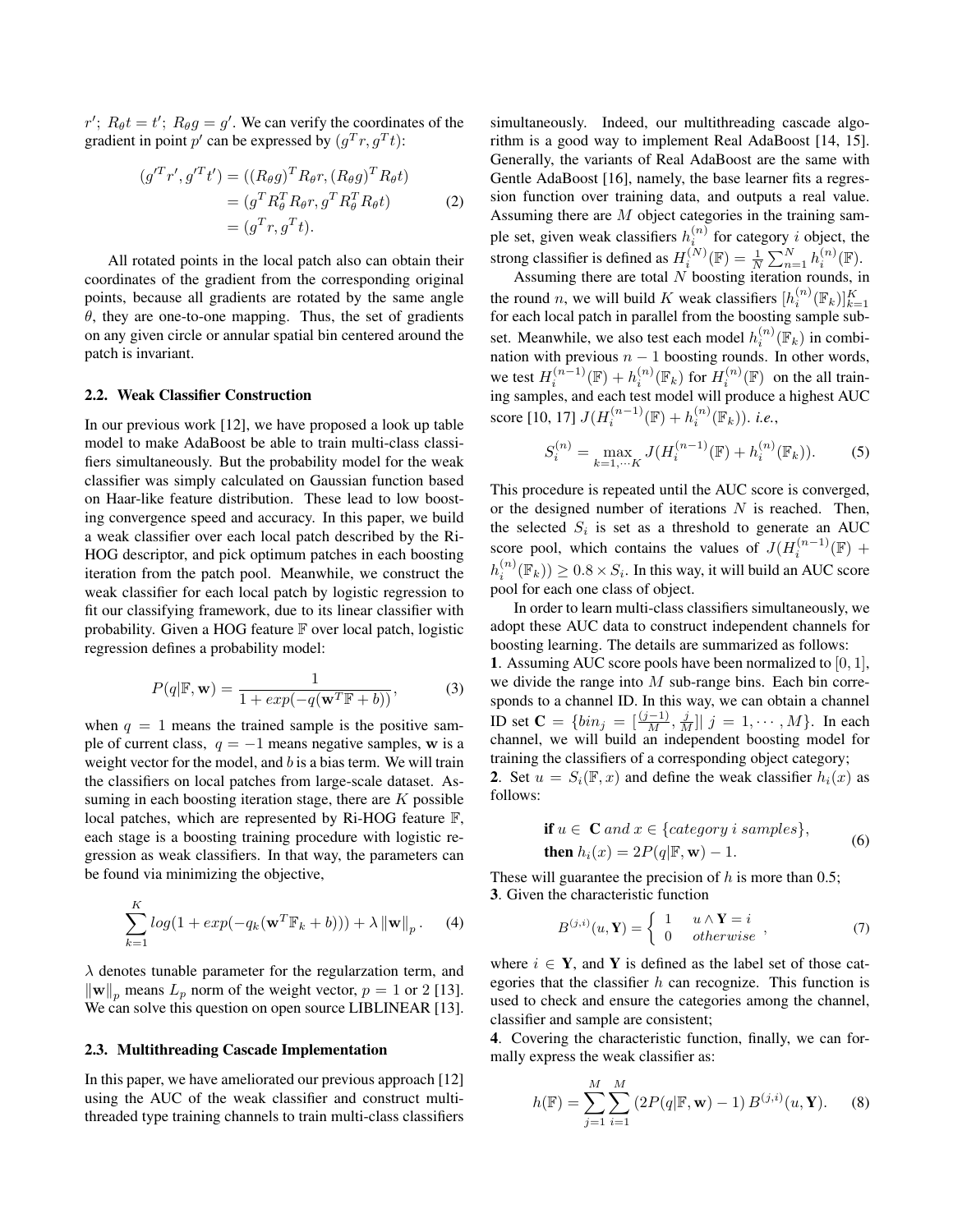$r'$; $R_\theta t = t'$; $R_\theta g = g'$. We can verify the coordinates of the gradient in point $p'$ can be expressed by $(g^T r, g^T t)$:

$$
\begin{aligned}
(g'^T r', g'^T t') &= ((R_\theta g)^T R_\theta r, (R_\theta g)^T R_\theta t) \\
&= (g^T R_\theta^T R_\theta r, g^T R_\theta^T R_\theta t) \\
&= (g^T r, g^T t).
\end{aligned} \tag{2}
$$

All rotated points in the local patch also can obtain their coordinates of the gradient from the corresponding original points, because all gradients are rotated by the same angle $\theta$, they are one-to-one mapping. Thus, the set of gradients on any given circle or annular spatial bin centered around the patch is invariant.

### 2.2. Weak Classifier Construction

In our previous work [12], we have proposed a look up table model to make AdaBoost be able to train multi-class classifiers simultaneously. But the probability model for the weak classifier was simply calculated on Gaussian function based on Haar-like feature distribution. These lead to low boosting convergence speed and accuracy. In this paper, we build a weak classifier over each local patch described by the Ri-HOG descriptor, and pick optimum patches in each boosting iteration from the patch pool. Meanwhile, we construct the weak classifier for each local patch by logistic regression to fit our classifying framework, due to its linear classifier with probability. Given a HOG feature $\mathbb{F}$ over local patch, logistic regression defines a probability model:

$$
P(q|\mathbb{F}, \mathbf{w}) = \frac{1}{1 + exp(-q(\mathbf{w}^T \mathbb{F} + b))}, \tag{3}
$$

when $q = 1$ means the trained sample is the positive sample of current class, $q = -1$ means negative samples, $\mathbf{w}$ is a weight vector for the model, and $b$ is a bias term. We will train the classifiers on local patches from large-scale dataset. Assuming in each boosting iteration stage, there are $K$ possible local patches, which are represented by Ri-HOG feature $\mathbb{F}$, each stage is a boosting training procedure with logistic regression as weak classifiers. In that way, the parameters can be found via minimizing the objective,

$$
\sum_{k=1}^{K} log(1 + exp(-q_k(\mathbf{w}^T \mathbb{F}_k + b))) + \lambda \left\| \mathbf{w} \right\|_p. \tag{4}
$$

$\lambda$ denotes tunable parameter for the regularzation term, and $\left\| \mathbf{w} \right\|_p$ means $L_p$ norm of the weight vector, $p = 1$ or $2$ [13]. We can solve this question on open source LIBLINEAR [13].

### 2.3. Multithreading Cascade Implementation

In this paper, we have ameliorated our previous approach [12] using the AUC of the weak classifier and construct multi-threaded type training channels to train multi-class classifiers simultaneously. Indeed, our multithreading cascade algorithm is a good way to implement Real AdaBoost [14, 15]. Generally, the variants of Real AdaBoost are the same with Gentle AdaBoost [16], namely, the base learner fits a regression function over training data, and outputs a real value. Assuming there are $M$ object categories in the training sample set, given weak classifiers $h_i^{(n)}$ for category $i$ object, the strong classifier is defined as $H_i^{(N)}(\mathbb{F}) = \frac{1}{N}\sum_{n=1}^{N} h_i^{(n)}(\mathbb{F})$.

Assuming there are total $N$ boosting iteration rounds, in the round $n$, we will build $K$ weak classifiers $[h_i^{(n)}(\mathbb{F}_k)]_{k=1}^{K}$ for each local patch in parallel from the boosting sample subset. Meanwhile, we also test each model $h_i^{(n)}(\mathbb{F}_k)$ in combination with previous $n-1$ boosting rounds. In other words, we test $H_i^{(n-1)}(\mathbb{F}) + h_i^{(n)}(\mathbb{F}_k)$ for $H_i^{(n)}(\mathbb{F})$ on the all training samples, and each test model will produce a highest AUC score [10, 17] $J(H_i^{(n-1)}(\mathbb{F}) + h_i^{(n)}(\mathbb{F}_k))$. *i.e.*,

$$
S_i^{(n)} = \max_{k=1,\cdots K} J(H_i^{(n-1)}(\mathbb{F}) + h_i^{(n)}(\mathbb{F}_k)). \tag{5}
$$

This procedure is repeated until the AUC score is converged, or the designed number of iterations $N$ is reached. Then, the selected $S_i$ is set as a threshold to generate an AUC score pool, which contains the values of $J(H_i^{(n-1)}(\mathbb{F}) + h_i^{(n)}(\mathbb{F}_k)) \geq 0.8 \times S_i$. In this way, it will build an AUC score pool for each one class of object.

In order to learn multi-class classifiers simultaneously, we adopt these AUC data to construct independent channels for boosting learning. The details are summarized as follows:

**1**. Assuming AUC score pools have been normalized to $[0, 1]$, we divide the range into $M$ sub-range bins. Each bin corresponds to a channel ID. In this way, we can obtain a channel ID set $\mathbf{C} = \{bin_j = [\frac{(j-1)}{M}, \frac{j}{M}] | \ j = 1, \cdots, M\}$. In each channel, we will build an independent boosting model for training the classifiers of a corresponding object category;

**2**. Set $u = S_i(\mathbb{F}, x)$ and define the weak classifier $h_i(x)$ as follows:

$$
\begin{aligned}
&\textbf{if } u \in \ \mathbf{C} \ and \ x \in \{category \ i \ samples\}, \\
&\textbf{then } h_i(x) = 2P(q|\mathbb{F}, \mathbf{w}) - 1.
\end{aligned} \tag{6}
$$

These will guarantee the precision of $h$ is more than 0.5;

**3**. Given the characteristic function

$$
B^{(j,i)}(u, \mathbf{Y}) = \begin{cases} 1 & u \wedge \mathbf{Y} = i \\ 0 & otherwise \end{cases}, \tag{7}
$$

where $i \in \mathbf{Y}$, and $\mathbf{Y}$ is defined as the label set of those categories that the classifier $h$ can recognize. This function is used to check and ensure the categories among the channel, classifier and sample are consistent;

**4**. Covering the characteristic function, finally, we can formally express the weak classifier as:

$$
h(\mathbb{F}) = \sum_{j=1}^{M} \sum_{i=1}^{M} \left(2P(q|\mathbb{F}, \mathbf{w}) - 1\right) B^{(j,i)}(u, \mathbf{Y}). \tag{8}
$$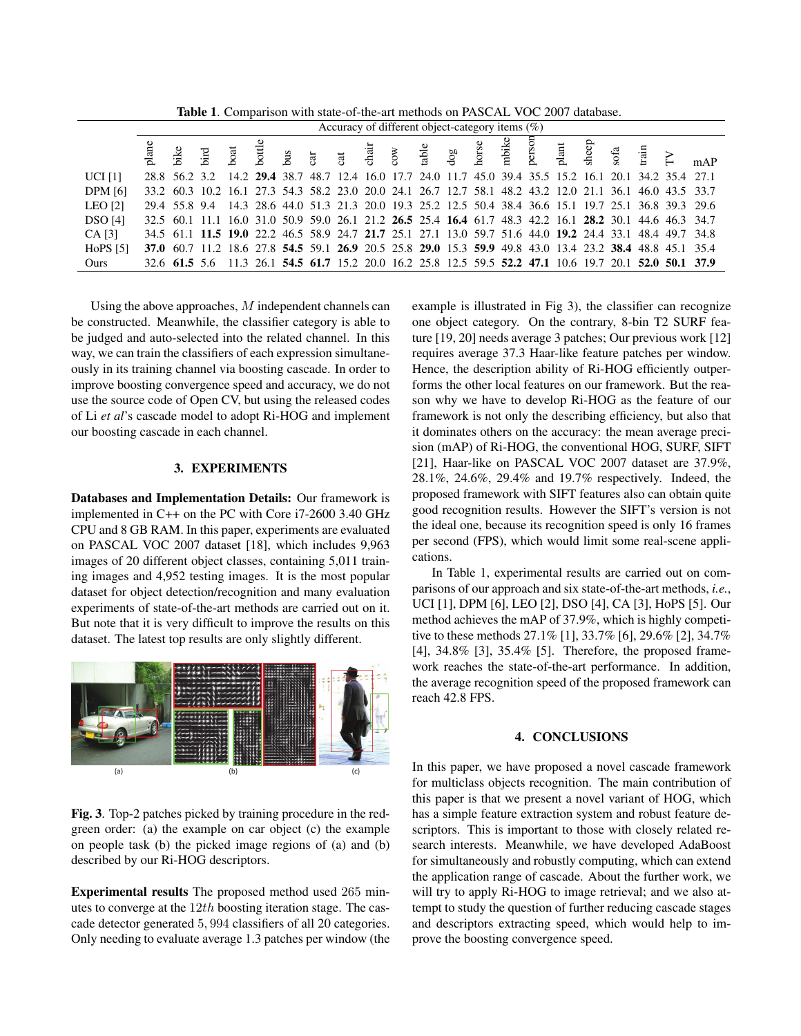**Table 1**. Comparison with state-of-the-art methods on PASCAL VOC 2007 database.

| | Accuracy of different object-category items (%) | | | | | | | | | | | | | | | | | | | | |
|---|---|---|---|---|---|---|---|---|---|---|---|---|---|---|---|---|---|---|---|---|---|
| | plane | bike | bird | boat | bottle | bus | car | cat | chair | cow | table | dog | horse | mbike | person | plant | sheep | sofa | train | TV | mAP |
| UCI [1] | 28.8 | 56.2 | 3.2 | 14.2 | **29.4** | 38.7 | 48.7 | 12.4 | 16.0 | 17.7 | 24.0 | 11.7 | 45.0 | 39.4 | 35.5 | 15.2 | 16.1 | 20.1 | 34.2 | 35.4 | 27.1 |
| DPM [6] | 33.2 | 60.3 | 10.2 | 16.1 | 27.3 | 54.3 | 58.2 | 23.0 | 20.0 | 24.1 | 26.7 | 12.7 | 58.1 | 48.2 | 43.2 | 12.0 | 21.1 | 36.1 | 46.0 | 43.5 | 33.7 |
| LEO [2] | 29.4 | 55.8 | 9.4 | 14.3 | 28.6 | 44.0 | 51.3 | 21.3 | 20.0 | 19.3 | 25.2 | 12.5 | 50.4 | 38.4 | 36.6 | 15.1 | 19.7 | 25.1 | 36.8 | 39.3 | 29.6 |
| DSO [4] | 32.5 | 60.1 | 11.1 | 16.0 | 31.0 | 50.9 | 59.0 | 26.1 | 21.2 | **26.5** | 25.4 | **16.4** | 61.7 | 48.3 | 42.2 | 16.1 | **28.2** | 30.1 | 44.6 | 46.3 | 34.7 |
| CA [3] | 34.5 | 61.1 | **11.5** | **19.0** | 22.2 | 46.5 | 58.9 | 24.7 | **21.7** | 25.1 | 27.1 | 13.0 | 59.7 | 51.6 | 44.0 | **19.2** | 24.4 | 33.1 | 48.4 | 49.7 | 34.8 |
| HoPS [5] | **37.0** | 60.7 | 11.2 | 18.6 | 27.8 | **54.5** | 59.1 | **26.9** | 20.5 | 25.8 | **29.0** | 15.3 | **59.9** | 49.8 | 43.0 | 13.4 | 23.2 | **38.4** | 48.8 | 45.1 | 35.4 |
| Ours | 32.6 | **61.5** | 5.6 | 11.3 | 26.1 | **54.5** | **61.7** | 15.2 | 20.0 | 16.2 | 25.8 | 12.5 | 59.5 | **52.2** | **47.1** | 10.6 | 19.7 | 20.1 | **52.0** | **50.1** | **37.9** |

Using the above approaches, $M$ independent channels can be constructed. Meanwhile, the classifier category is able to be judged and auto-selected into the related channel. In this way, we can train the classifiers of each expression simultaneously in its training channel via boosting cascade. In order to improve boosting convergence speed and accuracy, we do not use the source code of Open CV, but using the released codes of Li *et al*'s cascade model to adopt Ri-HOG and implement our boosting cascade in each channel.

## 3. EXPERIMENTS

**Databases and Implementation Details:** Our framework is implemented in C++ on the PC with Core i7-2600 3.40 GHz CPU and 8 GB RAM. In this paper, experiments are evaluated on PASCAL VOC 2007 dataset [18], which includes 9,963 images of 20 different object classes, containing 5,011 training images and 4,952 testing images. It is the most popular dataset for object detection/recognition and many evaluation experiments of state-of-the-art methods are carried out on it. But note that it is very difficult to improve the results on this dataset. The latest top results are only slightly different.

**Fig. 3**. Top-2 patches picked by training procedure in the red-green order: (a) the example on car object (c) the example on people task (b) the picked image regions of (a) and (b) described by our Ri-HOG descriptors.

**Experimental results** The proposed method used 265 minutes to converge at the $12th$ boosting iteration stage. The cascade detector generated $5,994$ classifiers of all 20 categories. Only needing to evaluate average 1.3 patches per window (the example is illustrated in Fig 3), the classifier can recognize one object category. On the contrary, 8-bin T2 SURF feature [19, 20] needs average 3 patches; Our previous work [12] requires average 37.3 Haar-like feature patches per window. Hence, the description ability of Ri-HOG efficiently outperforms the other local features on our framework. But the reason why we have to develop Ri-HOG as the feature of our framework is not only the describing efficiency, but also that it dominates others on the accuracy: the mean average precision (mAP) of Ri-HOG, the conventional HOG, SURF, SIFT [21], Haar-like on PASCAL VOC 2007 dataset are 37.9%, 28.1%, 24.6%, 29.4% and 19.7% respectively. Indeed, the proposed framework with SIFT features also can obtain quite good recognition results. However the SIFT's version is not the ideal one, because its recognition speed is only 16 frames per second (FPS), which would limit some real-scene applications.

In Table 1, experimental results are carried out on comparisons of our approach and six state-of-the-art methods, *i.e.*, UCI [1], DPM [6], LEO [2], DSO [4], CA [3], HoPS [5]. Our method achieves the mAP of 37.9%, which is highly competitive to these methods 27.1% [1], 33.7% [6], 29.6% [2], 34.7% [4], 34.8% [3], 35.4% [5]. Therefore, the proposed framework reaches the state-of-the-art performance. In addition, the average recognition speed of the proposed framework can reach 42.8 FPS.

## 4. CONCLUSIONS

In this paper, we have proposed a novel cascade framework for multiclass objects recognition. The main contribution of this paper is that we present a novel variant of HOG, which has a simple feature extraction system and robust feature descriptors. This is important to those with closely related research interests. Meanwhile, we have developed AdaBoost for simultaneously and robustly computing, which can extend the application range of cascade. About the further work, we will try to apply Ri-HOG to image retrieval; and we also attempt to study the question of further reducing cascade stages and descriptors extracting speed, which would help to improve the boosting convergence speed.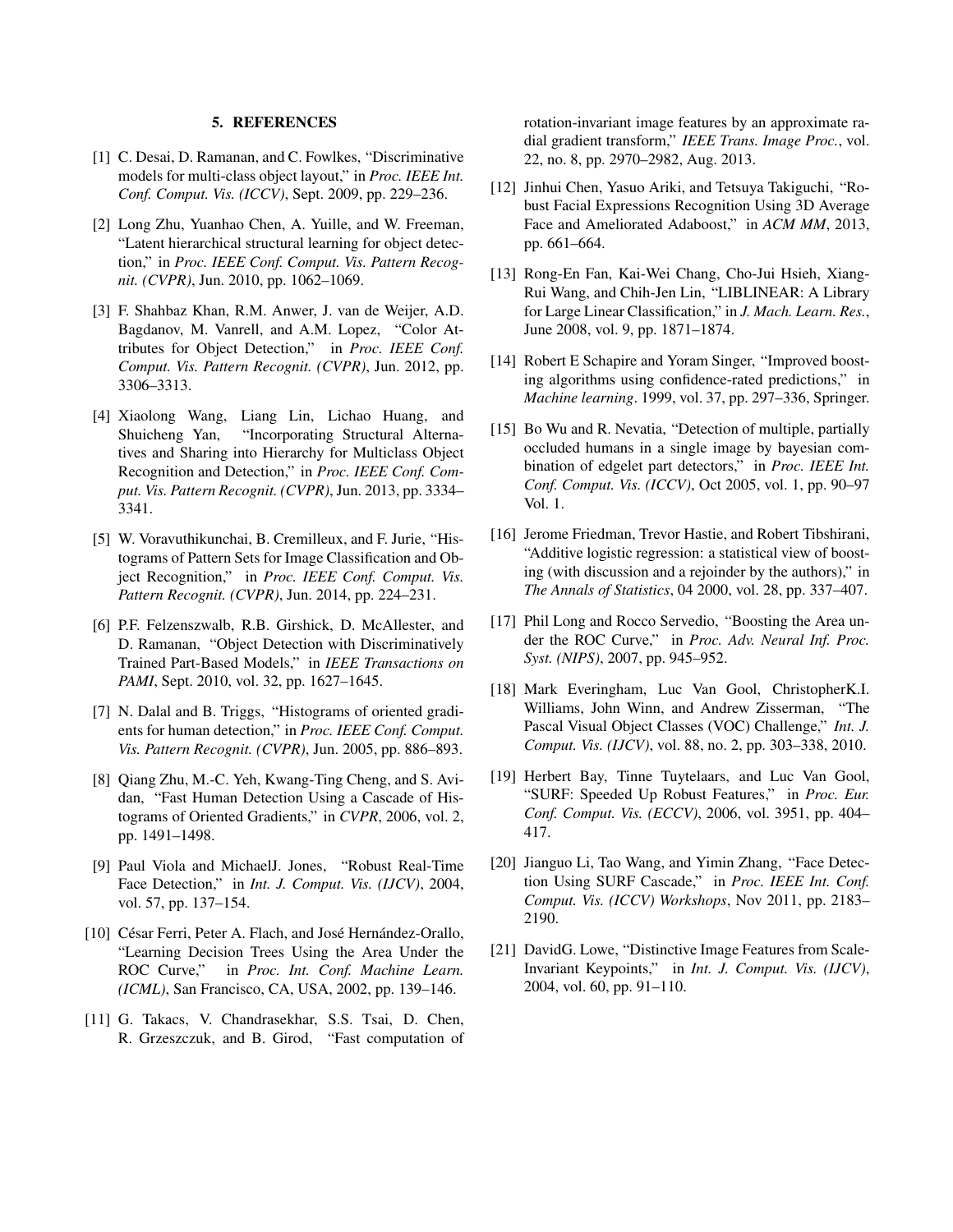## 5. REFERENCES

[1] C. Desai, D. Ramanan, and C. Fowlkes, "Discriminative models for multi-class object layout," in *Proc. IEEE Int. Conf. Comput. Vis. (ICCV)*, Sept. 2009, pp. 229–236.

[2] Long Zhu, Yuanhao Chen, A. Yuille, and W. Freeman, "Latent hierarchical structural learning for object detection," in *Proc. IEEE Conf. Comput. Vis. Pattern Recognit. (CVPR)*, Jun. 2010, pp. 1062–1069.

[3] F. Shahbaz Khan, R.M. Anwer, J. van de Weijer, A.D. Bagdanov, M. Vanrell, and A.M. Lopez, "Color Attributes for Object Detection," in *Proc. IEEE Conf. Comput. Vis. Pattern Recognit. (CVPR)*, Jun. 2012, pp. 3306–3313.

[4] Xiaolong Wang, Liang Lin, Lichao Huang, and Shuicheng Yan, "Incorporating Structural Alternatives and Sharing into Hierarchy for Multiclass Object Recognition and Detection," in *Proc. IEEE Conf. Comput. Vis. Pattern Recognit. (CVPR)*, Jun. 2013, pp. 3334–3341.

[5] W. Voravuthikunchai, B. Cremilleux, and F. Jurie, "Histograms of Pattern Sets for Image Classification and Object Recognition," in *Proc. IEEE Conf. Comput. Vis. Pattern Recognit. (CVPR)*, Jun. 2014, pp. 224–231.

[6] P.F. Felzenszwalb, R.B. Girshick, D. McAllester, and D. Ramanan, "Object Detection with Discriminatively Trained Part-Based Models," in *IEEE Transactions on PAMI*, Sept. 2010, vol. 32, pp. 1627–1645.

[7] N. Dalal and B. Triggs, "Histograms of oriented gradients for human detection," in *Proc. IEEE Conf. Comput. Vis. Pattern Recognit. (CVPR)*, Jun. 2005, pp. 886–893.

[8] Qiang Zhu, M.-C. Yeh, Kwang-Ting Cheng, and S. Avidan, "Fast Human Detection Using a Cascade of Histograms of Oriented Gradients," in *CVPR*, 2006, vol. 2, pp. 1491–1498.

[9] Paul Viola and MichaelJ. Jones, "Robust Real-Time Face Detection," in *Int. J. Comput. Vis. (IJCV)*, 2004, vol. 57, pp. 137–154.

[10] César Ferri, Peter A. Flach, and José Hernández-Orallo, "Learning Decision Trees Using the Area Under the ROC Curve," in *Proc. Int. Conf. Machine Learn. (ICML)*, San Francisco, CA, USA, 2002, pp. 139–146.

[11] G. Takacs, V. Chandrasekhar, S.S. Tsai, D. Chen, R. Grzeszczuk, and B. Girod, "Fast computation of rotation-invariant image features by an approximate radial gradient transform," *IEEE Trans. Image Proc.*, vol. 22, no. 8, pp. 2970–2982, Aug. 2013.

[12] Jinhui Chen, Yasuo Ariki, and Tetsuya Takiguchi, "Robust Facial Expressions Recognition Using 3D Average Face and Ameliorated Adaboost," in *ACM MM*, 2013, pp. 661–664.

[13] Rong-En Fan, Kai-Wei Chang, Cho-Jui Hsieh, Xiang-Rui Wang, and Chih-Jen Lin, "LIBLINEAR: A Library for Large Linear Classification," in *J. Mach. Learn. Res.*, June 2008, vol. 9, pp. 1871–1874.

[14] Robert E Schapire and Yoram Singer, "Improved boosting algorithms using confidence-rated predictions," in *Machine learning*. 1999, vol. 37, pp. 297–336, Springer.

[15] Bo Wu and R. Nevatia, "Detection of multiple, partially occluded humans in a single image by bayesian combination of edgelet part detectors," in *Proc. IEEE Int. Conf. Comput. Vis. (ICCV)*, Oct 2005, vol. 1, pp. 90–97 Vol. 1.

[16] Jerome Friedman, Trevor Hastie, and Robert Tibshirani, "Additive logistic regression: a statistical view of boosting (with discussion and a rejoinder by the authors)," in *The Annals of Statistics*, 04 2000, vol. 28, pp. 337–407.

[17] Phil Long and Rocco Servedio, "Boosting the Area under the ROC Curve," in *Proc. Adv. Neural Inf. Proc. Syst. (NIPS)*, 2007, pp. 945–952.

[18] Mark Everingham, Luc Van Gool, ChristopherK.I. Williams, John Winn, and Andrew Zisserman, "The Pascal Visual Object Classes (VOC) Challenge," *Int. J. Comput. Vis. (IJCV)*, vol. 88, no. 2, pp. 303–338, 2010.

[19] Herbert Bay, Tinne Tuytelaars, and Luc Van Gool, "SURF: Speeded Up Robust Features," in *Proc. Eur. Conf. Comput. Vis. (ECCV)*, 2006, vol. 3951, pp. 404–417.

[20] Jianguo Li, Tao Wang, and Yimin Zhang, "Face Detection Using SURF Cascade," in *Proc. IEEE Int. Conf. Comput. Vis. (ICCV) Workshops*, Nov 2011, pp. 2183–2190.

[21] DavidG. Lowe, "Distinctive Image Features from Scale-Invariant Keypoints," in *Int. J. Comput. Vis. (IJCV)*, 2004, vol. 60, pp. 91–110.